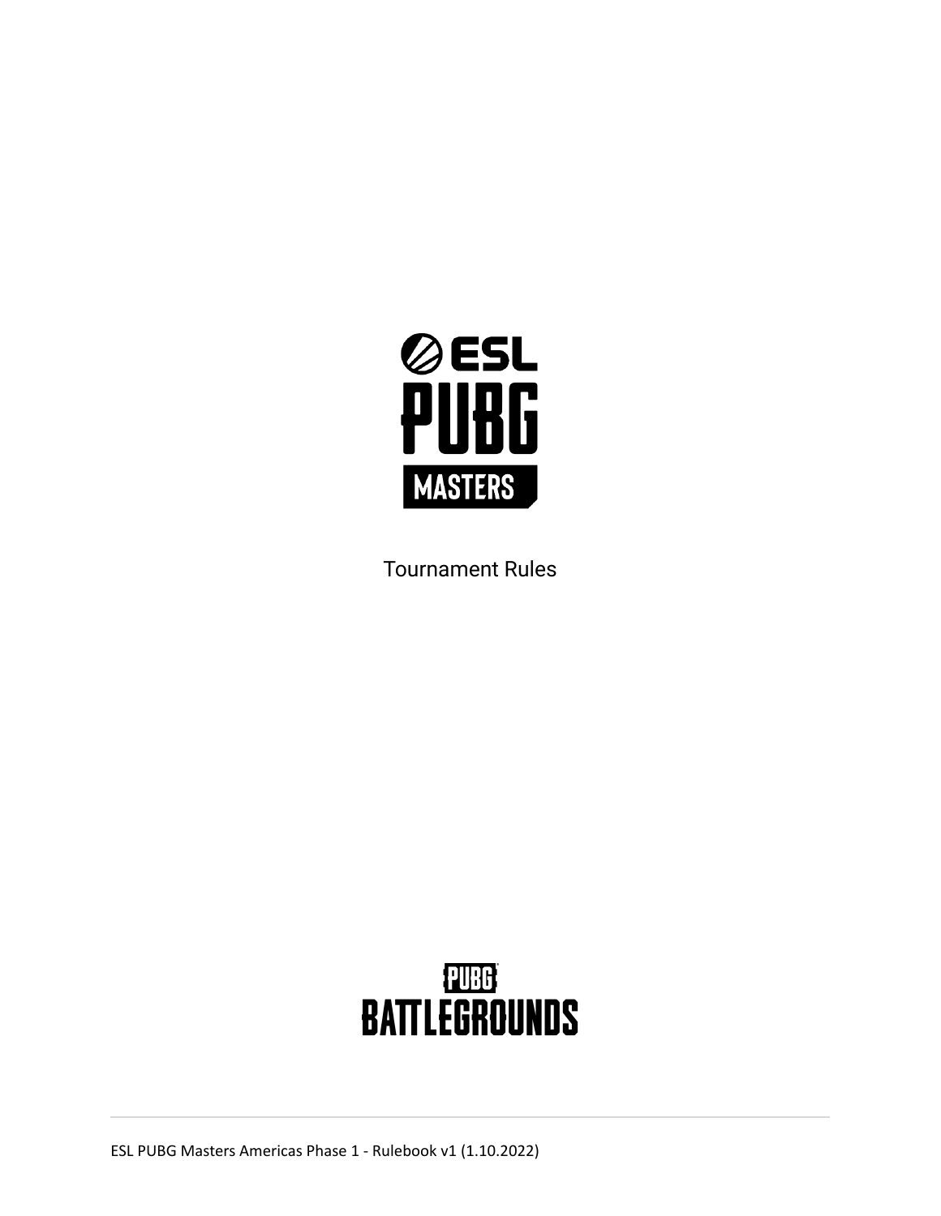# ESL PUBG MASTERS

Tournament Rules

PUBG BATTLEGROUNDS

ESL PUBG Masters Americas Phase 1 - Rulebook v1 (1.10.2022)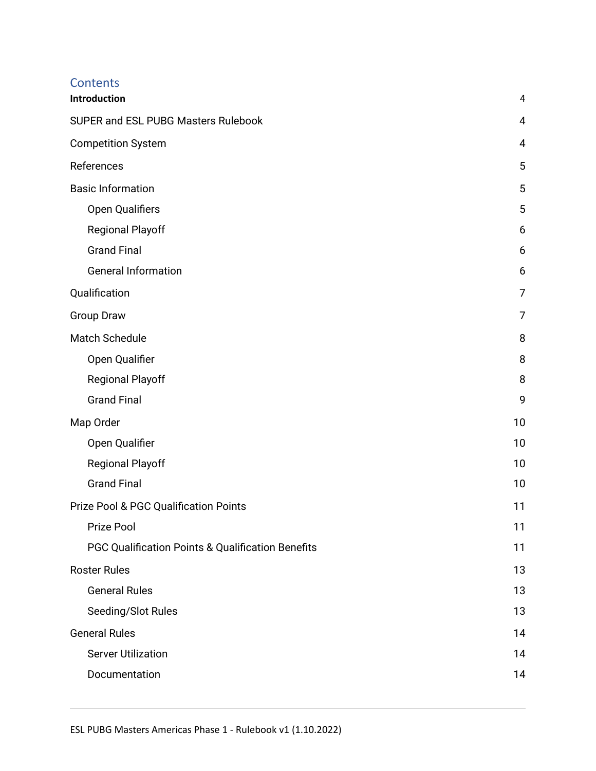# Contents

**Introduction** 4

SUPER and ESL PUBG Masters Rulebook 4

Competition System 4

References 5

Basic Information 5

- Open Qualifiers 5
- Regional Playoff 6
- Grand Final 6
- General Information 6

Qualification 7

Group Draw 7

Match Schedule 8

- Open Qualifier 8
- Regional Playoff 8
- Grand Final 9

Map Order 10

- Open Qualifier 10
- Regional Playoff 10
- Grand Final 10

Prize Pool & PGC Qualification Points 11

- Prize Pool 11
- PGC Qualification Points & Qualification Benefits 11

Roster Rules 13

- General Rules 13
- Seeding/Slot Rules 13

General Rules 14

- Server Utilization 14
- Documentation 14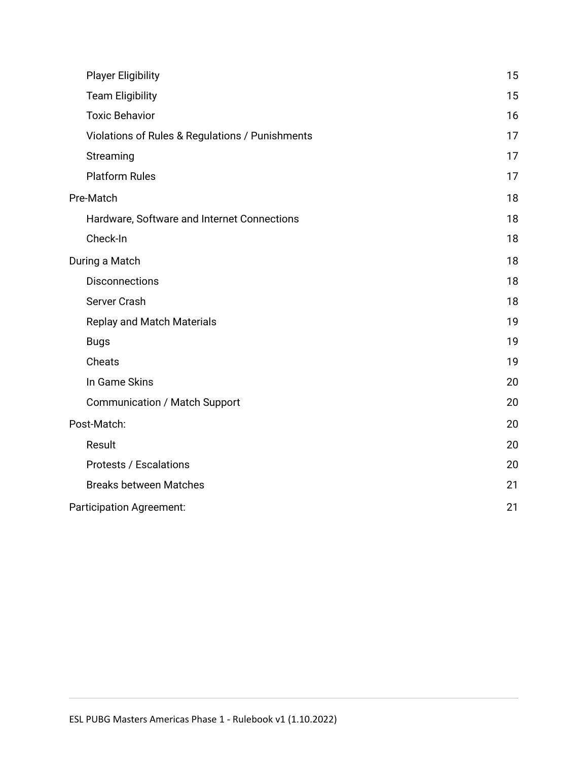- Player Eligibility 15
- Team Eligibility 15
- Toxic Behavior 16
- Violations of Rules & Regulations / Punishments 17
- Streaming 17
- Platform Rules 17

Pre-Match 18

- Hardware, Software and Internet Connections 18
- Check-In 18

During a Match 18

- Disconnections 18
- Server Crash 18
- Replay and Match Materials 19
- Bugs 19
- Cheats 19
- In Game Skins 20
- Communication / Match Support 20

Post-Match: 20

- Result 20
- Protests / Escalations 20
- Breaks between Matches 21

Participation Agreement: 21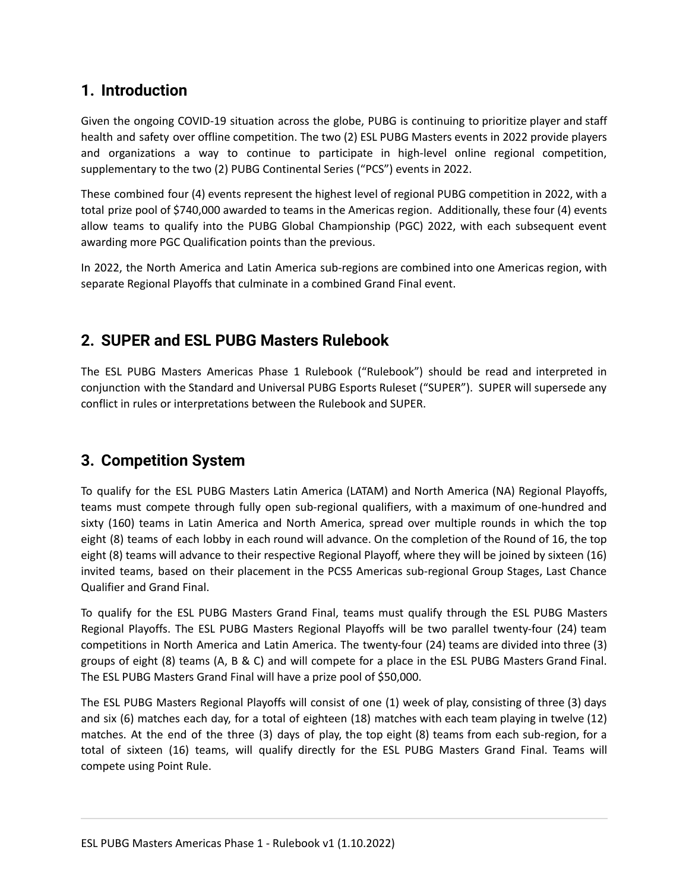## 1. Introduction

Given the ongoing COVID-19 situation across the globe, PUBG is continuing to prioritize player and staff health and safety over offline competition. The two (2) ESL PUBG Masters events in 2022 provide players and organizations a way to continue to participate in high-level online regional competition, supplementary to the two (2) PUBG Continental Series ("PCS") events in 2022.

These combined four (4) events represent the highest level of regional PUBG competition in 2022, with a total prize pool of $740,000 awarded to teams in the Americas region. Additionally, these four (4) events allow teams to qualify into the PUBG Global Championship (PGC) 2022, with each subsequent event awarding more PGC Qualification points than the previous.

In 2022, the North America and Latin America sub-regions are combined into one Americas region, with separate Regional Playoffs that culminate in a combined Grand Final event.

## 2. SUPER and ESL PUBG Masters Rulebook

The ESL PUBG Masters Americas Phase 1 Rulebook ("Rulebook") should be read and interpreted in conjunction with the Standard and Universal PUBG Esports Ruleset ("SUPER"). SUPER will supersede any conflict in rules or interpretations between the Rulebook and SUPER.

## 3. Competition System

To qualify for the ESL PUBG Masters Latin America (LATAM) and North America (NA) Regional Playoffs, teams must compete through fully open sub-regional qualifiers, with a maximum of one-hundred and sixty (160) teams in Latin America and North America, spread over multiple rounds in which the top eight (8) teams of each lobby in each round will advance. On the completion of the Round of 16, the top eight (8) teams will advance to their respective Regional Playoff, where they will be joined by sixteen (16) invited teams, based on their placement in the PCS5 Americas sub-regional Group Stages, Last Chance Qualifier and Grand Final.

To qualify for the ESL PUBG Masters Grand Final, teams must qualify through the ESL PUBG Masters Regional Playoffs. The ESL PUBG Masters Regional Playoffs will be two parallel twenty-four (24) team competitions in North America and Latin America. The twenty-four (24) teams are divided into three (3) groups of eight (8) teams (A, B & C) and will compete for a place in the ESL PUBG Masters Grand Final. The ESL PUBG Masters Grand Final will have a prize pool of $50,000.

The ESL PUBG Masters Regional Playoffs will consist of one (1) week of play, consisting of three (3) days and six (6) matches each day, for a total of eighteen (18) matches with each team playing in twelve (12) matches. At the end of the three (3) days of play, the top eight (8) teams from each sub-region, for a total of sixteen (16) teams, will qualify directly for the ESL PUBG Masters Grand Final. Teams will compete using Point Rule.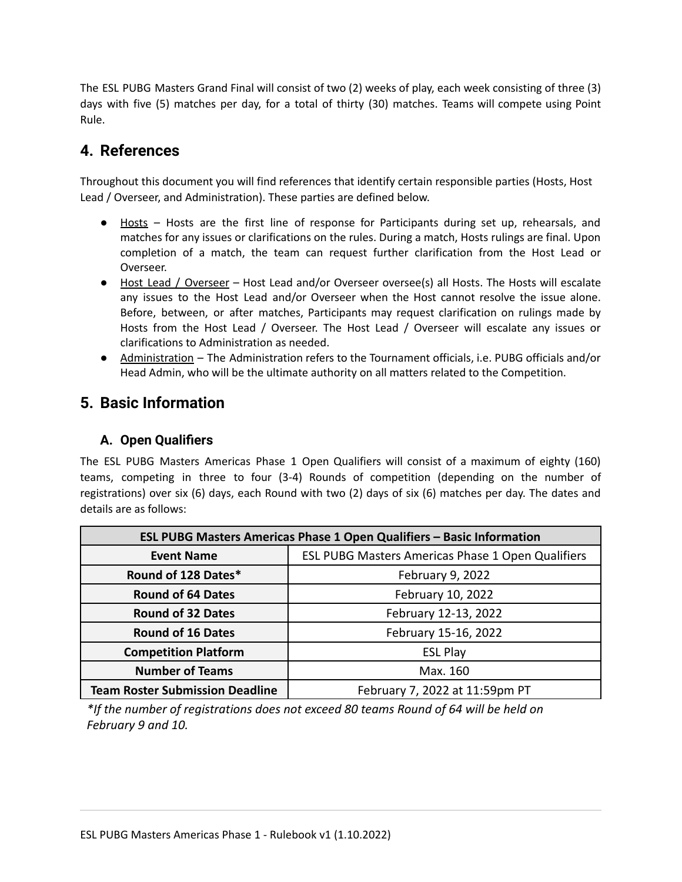The ESL PUBG Masters Grand Final will consist of two (2) weeks of play, each week consisting of three (3) days with five (5) matches per day, for a total of thirty (30) matches. Teams will compete using Point Rule.

## 4. References

Throughout this document you will find references that identify certain responsible parties (Hosts, Host Lead / Overseer, and Administration). These parties are defined below.

- Hosts – Hosts are the first line of response for Participants during set up, rehearsals, and matches for any issues or clarifications on the rules. During a match, Hosts rulings are final. Upon completion of a match, the team can request further clarification from the Host Lead or Overseer.
- Host Lead / Overseer – Host Lead and/or Overseer oversee(s) all Hosts. The Hosts will escalate any issues to the Host Lead and/or Overseer when the Host cannot resolve the issue alone. Before, between, or after matches, Participants may request clarification on rulings made by Hosts from the Host Lead / Overseer. The Host Lead / Overseer will escalate any issues or clarifications to Administration as needed.
- Administration – The Administration refers to the Tournament officials, i.e. PUBG officials and/or Head Admin, who will be the ultimate authority on all matters related to the Competition.

## 5. Basic Information

### A. Open Qualifiers

The ESL PUBG Masters Americas Phase 1 Open Qualifiers will consist of a maximum of eighty (160) teams, competing in three to four (3-4) Rounds of competition (depending on the number of registrations) over six (6) days, each Round with two (2) days of six (6) matches per day. The dates and details are as follows:

| ESL PUBG Masters Americas Phase 1 Open Qualifiers – Basic Information | |
|---|---|
| **Event Name** | ESL PUBG Masters Americas Phase 1 Open Qualifiers |
| **Round of 128 Dates*** | February 9, 2022 |
| **Round of 64 Dates** | February 10, 2022 |
| **Round of 32 Dates** | February 12-13, 2022 |
| **Round of 16 Dates** | February 15-16, 2022 |
| **Competition Platform** | ESL Play |
| **Number of Teams** | Max. 160 |
| **Team Roster Submission Deadline** | February 7, 2022 at 11:59pm PT |

*\*If the number of registrations does not exceed 80 teams Round of 64 will be held on February 9 and 10.*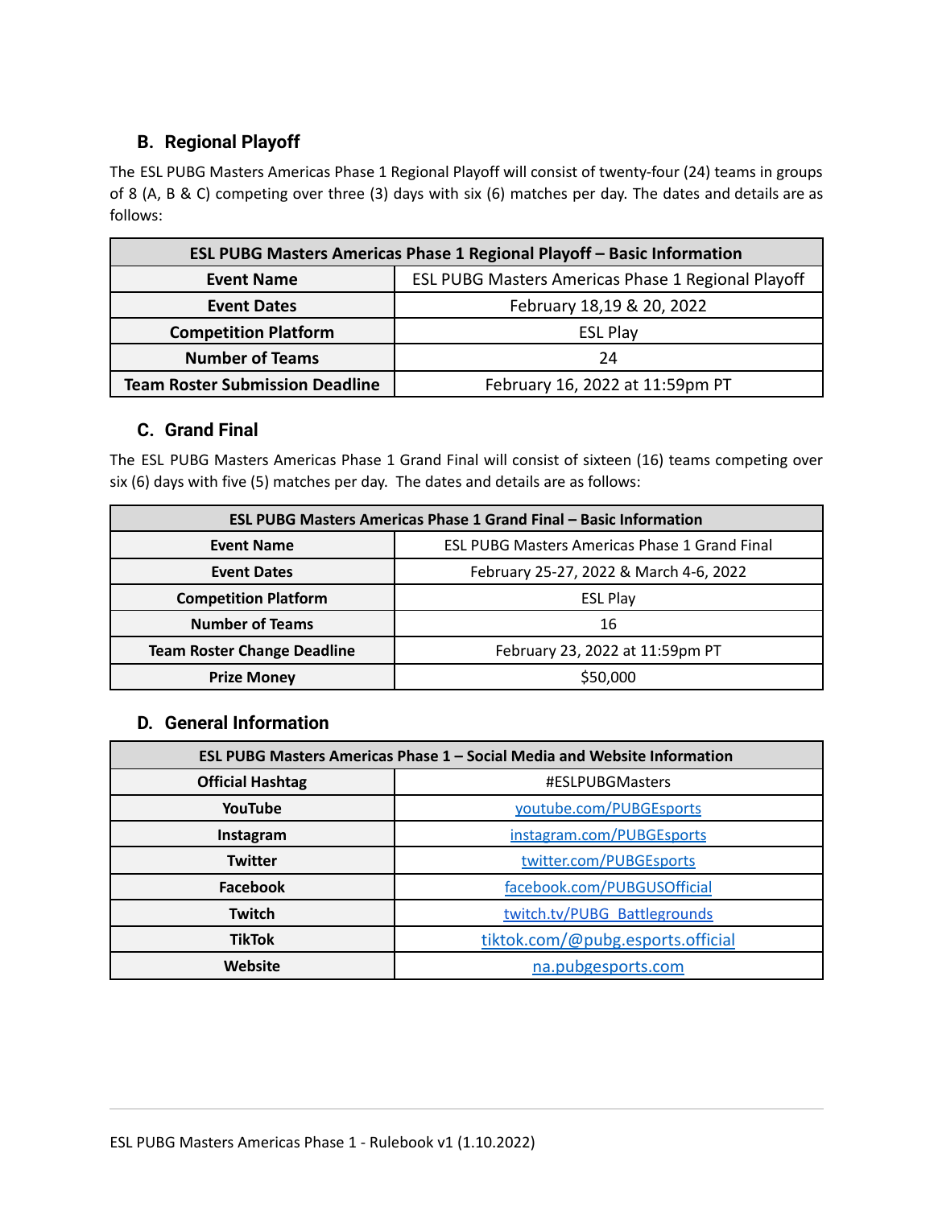### B. Regional Playoff

The ESL PUBG Masters Americas Phase 1 Regional Playoff will consist of twenty-four (24) teams in groups of 8 (A, B & C) competing over three (3) days with six (6) matches per day. The dates and details are as follows:

| ESL PUBG Masters Americas Phase 1 Regional Playoff – Basic Information | |
|---|---|
| **Event Name** | ESL PUBG Masters Americas Phase 1 Regional Playoff |
| **Event Dates** | February 18,19 & 20, 2022 |
| **Competition Platform** | ESL Play |
| **Number of Teams** | 24 |
| **Team Roster Submission Deadline** | February 16, 2022 at 11:59pm PT |

### C. Grand Final

The ESL PUBG Masters Americas Phase 1 Grand Final will consist of sixteen (16) teams competing over six (6) days with five (5) matches per day. The dates and details are as follows:

| ESL PUBG Masters Americas Phase 1 Grand Final – Basic Information | |
|---|---|
| **Event Name** | ESL PUBG Masters Americas Phase 1 Grand Final |
| **Event Dates** | February 25-27, 2022 & March 4-6, 2022 |
| **Competition Platform** | ESL Play |
| **Number of Teams** | 16 |
| **Team Roster Change Deadline** | February 23, 2022 at 11:59pm PT |
| **Prize Money** | $50,000 |

### D. General Information

| ESL PUBG Masters Americas Phase 1 – Social Media and Website Information | |
|---|---|
| **Official Hashtag** | #ESLPUBGMasters |
| **YouTube** | youtube.com/PUBGEsports |
| **Instagram** | instagram.com/PUBGEsports |
| **Twitter** | twitter.com/PUBGEsports |
| **Facebook** | facebook.com/PUBGUSOfficial |
| **Twitch** | twitch.tv/PUBG_Battlegrounds |
| **TikTok** | tiktok.com/@pubg.esports.official |
| **Website** | na.pubgesports.com |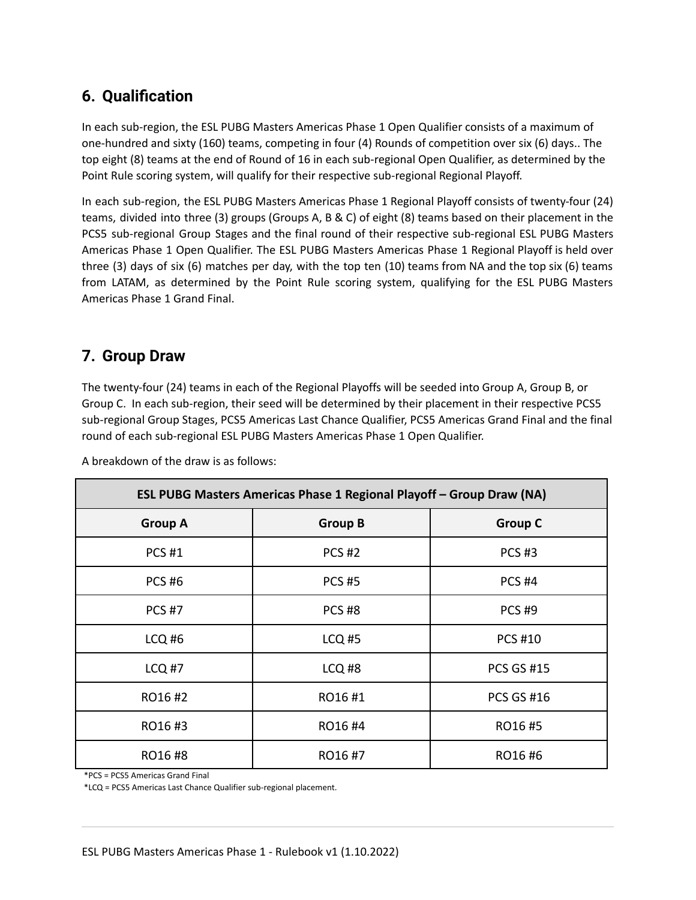## 6. Qualification

In each sub-region, the ESL PUBG Masters Americas Phase 1 Open Qualifier consists of a maximum of one-hundred and sixty (160) teams, competing in four (4) Rounds of competition over six (6) days.. The top eight (8) teams at the end of Round of 16 in each sub-regional Open Qualifier, as determined by the Point Rule scoring system, will qualify for their respective sub-regional Regional Playoff.

In each sub-region, the ESL PUBG Masters Americas Phase 1 Regional Playoff consists of twenty-four (24) teams, divided into three (3) groups (Groups A, B & C) of eight (8) teams based on their placement in the PCS5 sub-regional Group Stages and the final round of their respective sub-regional ESL PUBG Masters Americas Phase 1 Open Qualifier. The ESL PUBG Masters Americas Phase 1 Regional Playoff is held over three (3) days of six (6) matches per day, with the top ten (10) teams from NA and the top six (6) teams from LATAM, as determined by the Point Rule scoring system, qualifying for the ESL PUBG Masters Americas Phase 1 Grand Final.

## 7. Group Draw

The twenty-four (24) teams in each of the Regional Playoffs will be seeded into Group A, Group B, or Group C. In each sub-region, their seed will be determined by their placement in their respective PCS5 sub-regional Group Stages, PCS5 Americas Last Chance Qualifier, PCS5 Americas Grand Final and the final round of each sub-regional ESL PUBG Masters Americas Phase 1 Open Qualifier.

A breakdown of the draw is as follows:

| ESL PUBG Masters Americas Phase 1 Regional Playoff – Group Draw (NA) | | |
|---|---|---|
| **Group A** | **Group B** | **Group C** |
| PCS #1 | PCS #2 | PCS #3 |
| PCS #6 | PCS #5 | PCS #4 |
| PCS #7 | PCS #8 | PCS #9 |
| LCQ #6 | LCQ #5 | PCS #10 |
| LCQ #7 | LCQ #8 | PCS GS #15 |
| RO16 #2 | RO16 #1 | PCS GS #16 |
| RO16 #3 | RO16 #4 | RO16 #5 |
| RO16 #8 | RO16 #7 | RO16 #6 |

*PCS = PCS5 Americas Grand Final

*LCQ = PCS5 Americas Last Chance Qualifier sub-regional placement.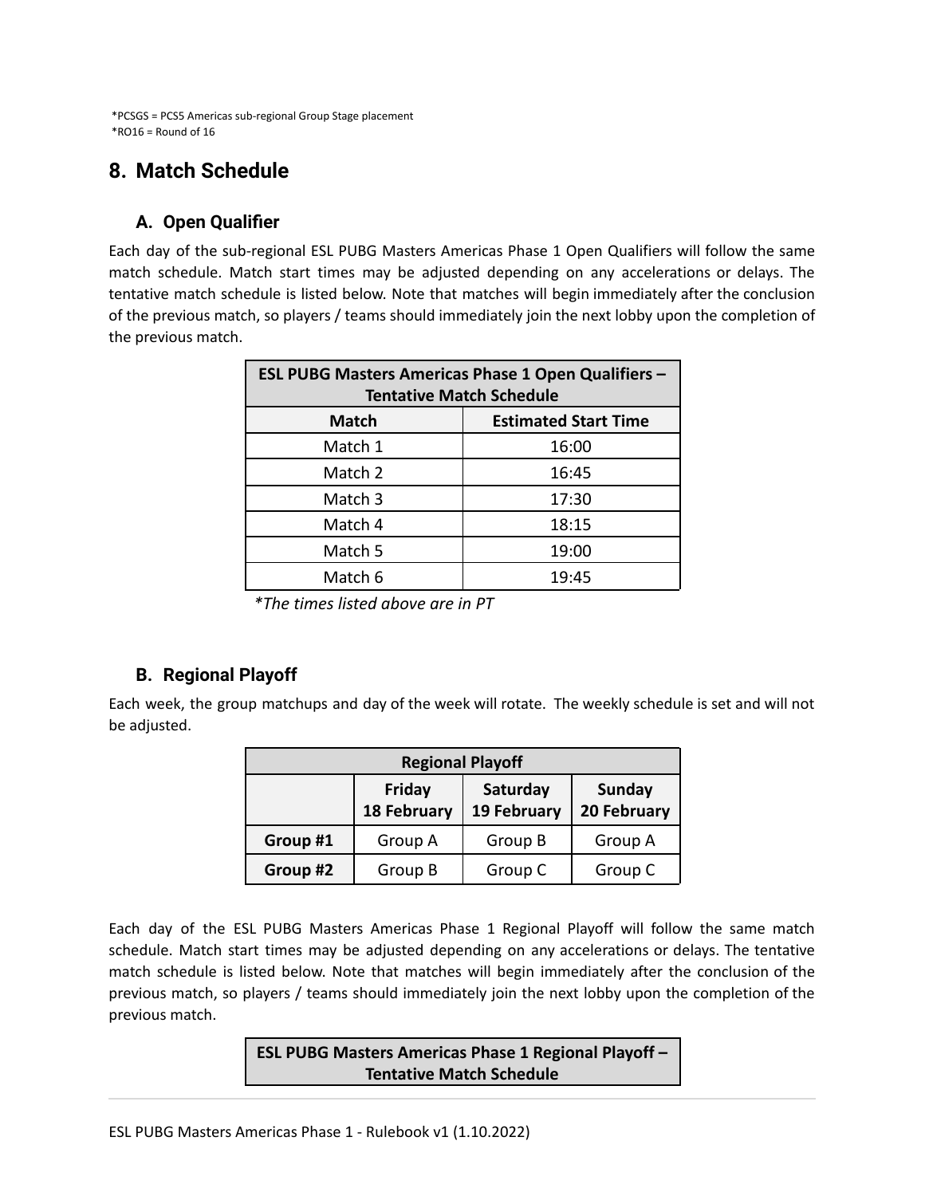*PCSGS = PCS5 Americas sub-regional Group Stage placement
*RO16 = Round of 16

## 8. Match Schedule

### A. Open Qualifier

Each day of the sub-regional ESL PUBG Masters Americas Phase 1 Open Qualifiers will follow the same match schedule. Match start times may be adjusted depending on any accelerations or delays. The tentative match schedule is listed below. Note that matches will begin immediately after the conclusion of the previous match, so players / teams should immediately join the next lobby upon the completion of the previous match.

| ESL PUBG Masters Americas Phase 1 Open Qualifiers – Tentative Match Schedule | |
|---|---|
| **Match** | **Estimated Start Time** |
| Match 1 | 16:00 |
| Match 2 | 16:45 |
| Match 3 | 17:30 |
| Match 4 | 18:15 |
| Match 5 | 19:00 |
| Match 6 | 19:45 |

*\*The times listed above are in PT*

### B. Regional Playoff

Each week, the group matchups and day of the week will rotate. The weekly schedule is set and will not be adjusted.

| Regional Playoff | | | |
|---|---|---|---|
| | **Friday 18 February** | **Saturday 19 February** | **Sunday 20 February** |
| **Group #1** | Group A | Group B | Group A |
| **Group #2** | Group B | Group C | Group C |

Each day of the ESL PUBG Masters Americas Phase 1 Regional Playoff will follow the same match schedule. Match start times may be adjusted depending on any accelerations or delays. The tentative match schedule is listed below. Note that matches will begin immediately after the conclusion of the previous match, so players / teams should immediately join the next lobby upon the completion of the previous match.

| ESL PUBG Masters Americas Phase 1 Regional Playoff – Tentative Match Schedule |
|---|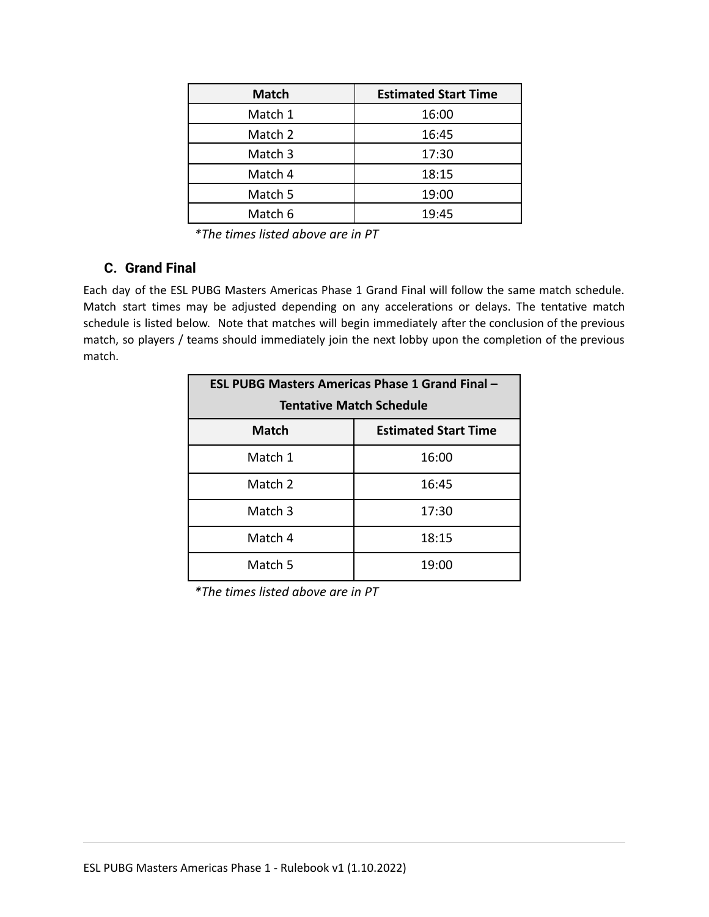| Match | Estimated Start Time |
| --- | --- |
| Match 1 | 16:00 |
| Match 2 | 16:45 |
| Match 3 | 17:30 |
| Match 4 | 18:15 |
| Match 5 | 19:00 |
| Match 6 | 19:45 |

*\*The times listed above are in PT*

### C. Grand Final

Each day of the ESL PUBG Masters Americas Phase 1 Grand Final will follow the same match schedule. Match start times may be adjusted depending on any accelerations or delays. The tentative match schedule is listed below. Note that matches will begin immediately after the conclusion of the previous match, so players / teams should immediately join the next lobby upon the completion of the previous match.

| ESL PUBG Masters Americas Phase 1 Grand Final – Tentative Match Schedule | |
| --- | --- |
| **Match** | **Estimated Start Time** |
| Match 1 | 16:00 |
| Match 2 | 16:45 |
| Match 3 | 17:30 |
| Match 4 | 18:15 |
| Match 5 | 19:00 |

*\*The times listed above are in PT*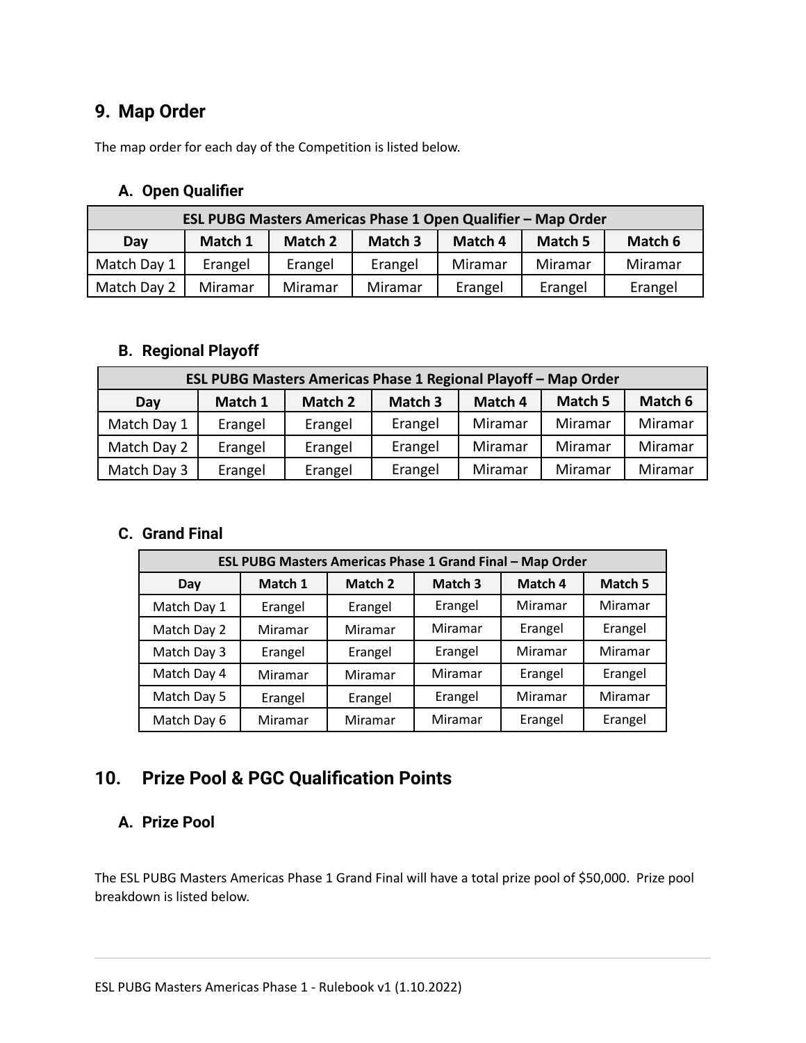## 9. Map Order

The map order for each day of the Competition is listed below.

### A. Open Qualifier

| ESL PUBG Masters Americas Phase 1 Open Qualifier – Map Order | | | | | | |
|---|---|---|---|---|---|---|
| **Day** | **Match 1** | **Match 2** | **Match 3** | **Match 4** | **Match 5** | **Match 6** |
| Match Day 1 | Erangel | Erangel | Erangel | Miramar | Miramar | Miramar |
| Match Day 2 | Miramar | Miramar | Miramar | Erangel | Erangel | Erangel |

### B. Regional Playoff

| ESL PUBG Masters Americas Phase 1 Regional Playoff – Map Order | | | | | | |
|---|---|---|---|---|---|---|
| **Day** | **Match 1** | **Match 2** | **Match 3** | **Match 4** | **Match 5** | **Match 6** |
| Match Day 1 | Erangel | Erangel | Erangel | Miramar | Miramar | Miramar |
| Match Day 2 | Erangel | Erangel | Erangel | Miramar | Miramar | Miramar |
| Match Day 3 | Erangel | Erangel | Erangel | Miramar | Miramar | Miramar |

### C. Grand Final

| ESL PUBG Masters Americas Phase 1 Grand Final – Map Order | | | | | |
|---|---|---|---|---|---|
| **Day** | **Match 1** | **Match 2** | **Match 3** | **Match 4** | **Match 5** |
| Match Day 1 | Erangel | Erangel | Erangel | Miramar | Miramar |
| Match Day 2 | Miramar | Miramar | Miramar | Erangel | Erangel |
| Match Day 3 | Erangel | Erangel | Erangel | Miramar | Miramar |
| Match Day 4 | Miramar | Miramar | Miramar | Erangel | Erangel |
| Match Day 5 | Erangel | Erangel | Erangel | Miramar | Miramar |
| Match Day 6 | Miramar | Miramar | Miramar | Erangel | Erangel |

## 10. Prize Pool & PGC Qualification Points

### A. Prize Pool

The ESL PUBG Masters Americas Phase 1 Grand Final will have a total prize pool of $50,000. Prize pool breakdown is listed below.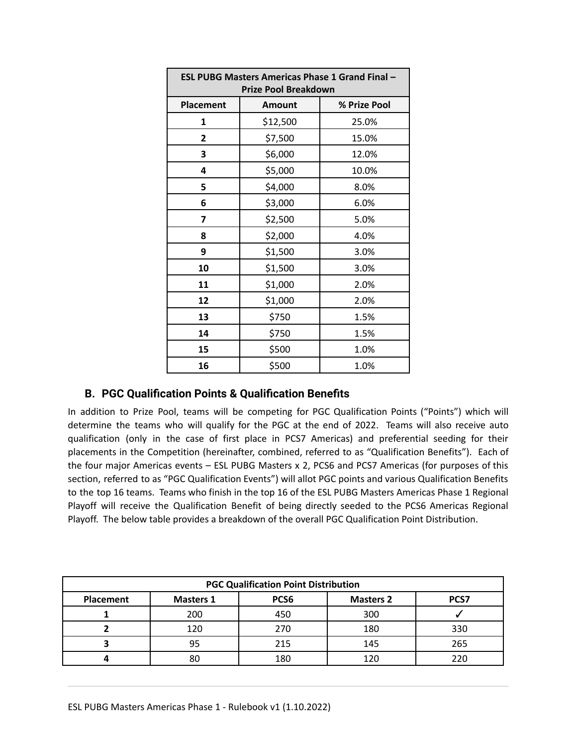| ESL PUBG Masters Americas Phase 1 Grand Final – Prize Pool Breakdown | | |
|---|---|---|
| **Placement** | **Amount** | **% Prize Pool** |
| **1** | $12,500 | 25.0% |
| **2** | $7,500 | 15.0% |
| **3** | $6,000 | 12.0% |
| **4** | $5,000 | 10.0% |
| **5** | $4,000 | 8.0% |
| **6** | $3,000 | 6.0% |
| **7** | $2,500 | 5.0% |
| **8** | $2,000 | 4.0% |
| **9** | $1,500 | 3.0% |
| **10** | $1,500 | 3.0% |
| **11** | $1,000 | 2.0% |
| **12** | $1,000 | 2.0% |
| **13** | $750 | 1.5% |
| **14** | $750 | 1.5% |
| **15** | $500 | 1.0% |
| **16** | $500 | 1.0% |

## B. PGC Qualification Points & Qualification Benefits

In addition to Prize Pool, teams will be competing for PGC Qualification Points ("Points") which will determine the teams who will qualify for the PGC at the end of 2022. Teams will also receive auto qualification (only in the case of first place in PCS7 Americas) and preferential seeding for their placements in the Competition (hereinafter, combined, referred to as "Qualification Benefits"). Each of the four major Americas events – ESL PUBG Masters x 2, PCS6 and PCS7 Americas (for purposes of this section, referred to as "PGC Qualification Events") will allot PGC points and various Qualification Benefits to the top 16 teams. Teams who finish in the top 16 of the ESL PUBG Masters Americas Phase 1 Regional Playoff will receive the Qualification Benefit of being directly seeded to the PCS6 Americas Regional Playoff. The below table provides a breakdown of the overall PGC Qualification Point Distribution.

| PGC Qualification Point Distribution | | | | |
|---|---|---|---|---|
| **Placement** | **Masters 1** | **PCS6** | **Masters 2** | **PCS7** |
| **1** | 200 | 450 | 300 | ✓ |
| **2** | 120 | 270 | 180 | 330 |
| **3** | 95 | 215 | 145 | 265 |
| **4** | 80 | 180 | 120 | 220 |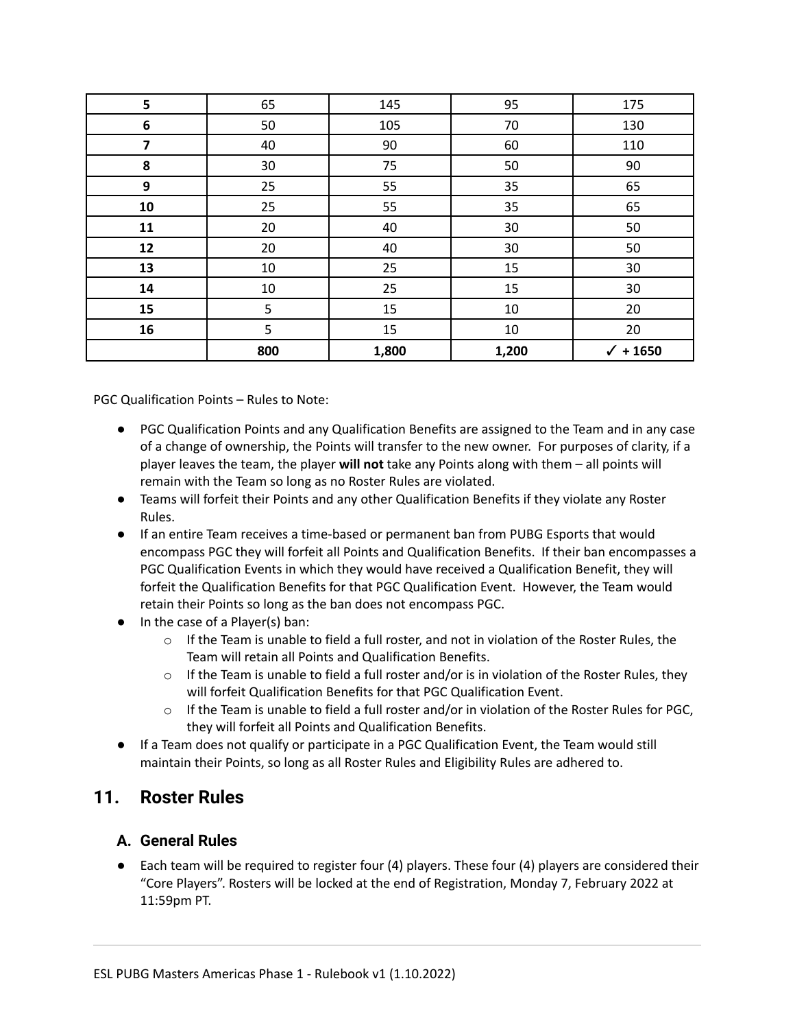| | | | | |
|---|---|---|---|---|
| **5** | 65 | 145 | 95 | 175 |
| **6** | 50 | 105 | 70 | 130 |
| **7** | 40 | 90 | 60 | 110 |
| **8** | 30 | 75 | 50 | 90 |
| **9** | 25 | 55 | 35 | 65 |
| **10** | 25 | 55 | 35 | 65 |
| **11** | 20 | 40 | 30 | 50 |
| **12** | 20 | 40 | 30 | 50 |
| **13** | 10 | 25 | 15 | 30 |
| **14** | 10 | 25 | 15 | 30 |
| **15** | 5 | 15 | 10 | 20 |
| **16** | 5 | 15 | 10 | 20 |
| | **800** | **1,800** | **1,200** | **✓ + 1650** |

PGC Qualification Points – Rules to Note:

- PGC Qualification Points and any Qualification Benefits are assigned to the Team and in any case of a change of ownership, the Points will transfer to the new owner. For purposes of clarity, if a player leaves the team, the player **will not** take any Points along with them – all points will remain with the Team so long as no Roster Rules are violated.
- Teams will forfeit their Points and any other Qualification Benefits if they violate any Roster Rules.
- If an entire Team receives a time-based or permanent ban from PUBG Esports that would encompass PGC they will forfeit all Points and Qualification Benefits. If their ban encompasses a PGC Qualification Events in which they would have received a Qualification Benefit, they will forfeit the Qualification Benefits for that PGC Qualification Event. However, the Team would retain their Points so long as the ban does not encompass PGC.
- In the case of a Player(s) ban:
  - If the Team is unable to field a full roster, and not in violation of the Roster Rules, the Team will retain all Points and Qualification Benefits.
  - If the Team is unable to field a full roster and/or is in violation of the Roster Rules, they will forfeit Qualification Benefits for that PGC Qualification Event.
  - If the Team is unable to field a full roster and/or in violation of the Roster Rules for PGC, they will forfeit all Points and Qualification Benefits.
- If a Team does not qualify or participate in a PGC Qualification Event, the Team would still maintain their Points, so long as all Roster Rules and Eligibility Rules are adhered to.

## 11. Roster Rules

### A. General Rules

- Each team will be required to register four (4) players. These four (4) players are considered their "Core Players". Rosters will be locked at the end of Registration, Monday 7, February 2022 at 11:59pm PT.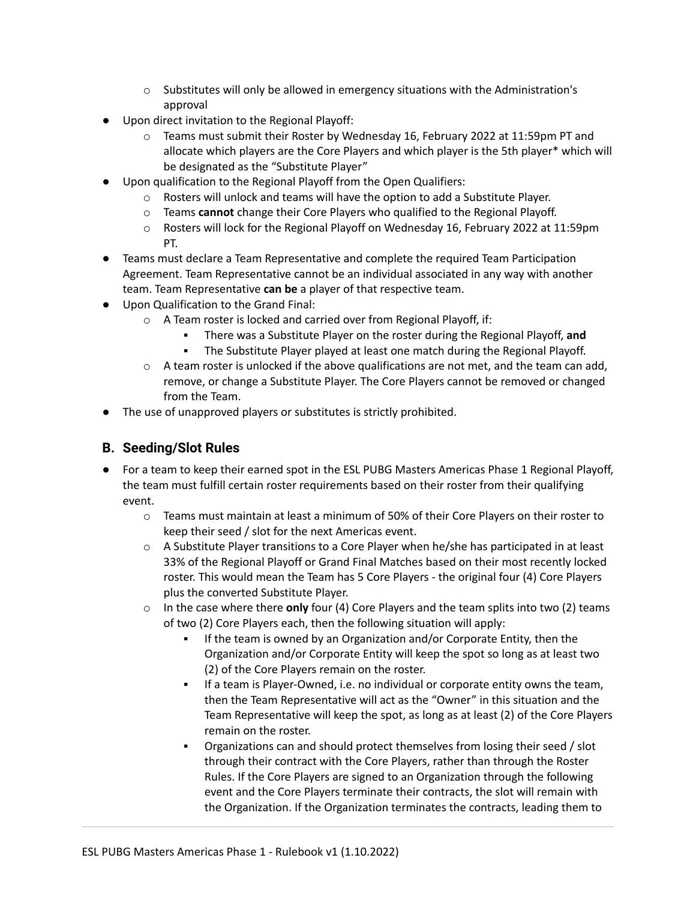- Substitutes will only be allowed in emergency situations with the Administration's approval
- Upon direct invitation to the Regional Playoff:
    - Teams must submit their Roster by Wednesday 16, February 2022 at 11:59pm PT and allocate which players are the Core Players and which player is the 5th player* which will be designated as the "Substitute Player"
- Upon qualification to the Regional Playoff from the Open Qualifiers:
    - Rosters will unlock and teams will have the option to add a Substitute Player.
    - Teams **cannot** change their Core Players who qualified to the Regional Playoff.
    - Rosters will lock for the Regional Playoff on Wednesday 16, February 2022 at 11:59pm PT.
- Teams must declare a Team Representative and complete the required Team Participation Agreement. Team Representative cannot be an individual associated in any way with another team. Team Representative **can be** a player of that respective team.
- Upon Qualification to the Grand Final:
    - A Team roster is locked and carried over from Regional Playoff, if:
        - There was a Substitute Player on the roster during the Regional Playoff, **and**
        - The Substitute Player played at least one match during the Regional Playoff.
    - A team roster is unlocked if the above qualifications are not met, and the team can add, remove, or change a Substitute Player. The Core Players cannot be removed or changed from the Team.
- The use of unapproved players or substitutes is strictly prohibited.

## B. Seeding/Slot Rules

- For a team to keep their earned spot in the ESL PUBG Masters Americas Phase 1 Regional Playoff, the team must fulfill certain roster requirements based on their roster from their qualifying event.
    - Teams must maintain at least a minimum of 50% of their Core Players on their roster to keep their seed / slot for the next Americas event.
    - A Substitute Player transitions to a Core Player when he/she has participated in at least 33% of the Regional Playoff or Grand Final Matches based on their most recently locked roster. This would mean the Team has 5 Core Players - the original four (4) Core Players plus the converted Substitute Player.
    - In the case where there **only** four (4) Core Players and the team splits into two (2) teams of two (2) Core Players each, then the following situation will apply:
        - If the team is owned by an Organization and/or Corporate Entity, then the Organization and/or Corporate Entity will keep the spot so long as at least two (2) of the Core Players remain on the roster.
        - If a team is Player-Owned, i.e. no individual or corporate entity owns the team, then the Team Representative will act as the "Owner" in this situation and the Team Representative will keep the spot, as long as at least (2) of the Core Players remain on the roster.
        - Organizations can and should protect themselves from losing their seed / slot through their contract with the Core Players, rather than through the Roster Rules. If the Core Players are signed to an Organization through the following event and the Core Players terminate their contracts, the slot will remain with the Organization. If the Organization terminates the contracts, leading them to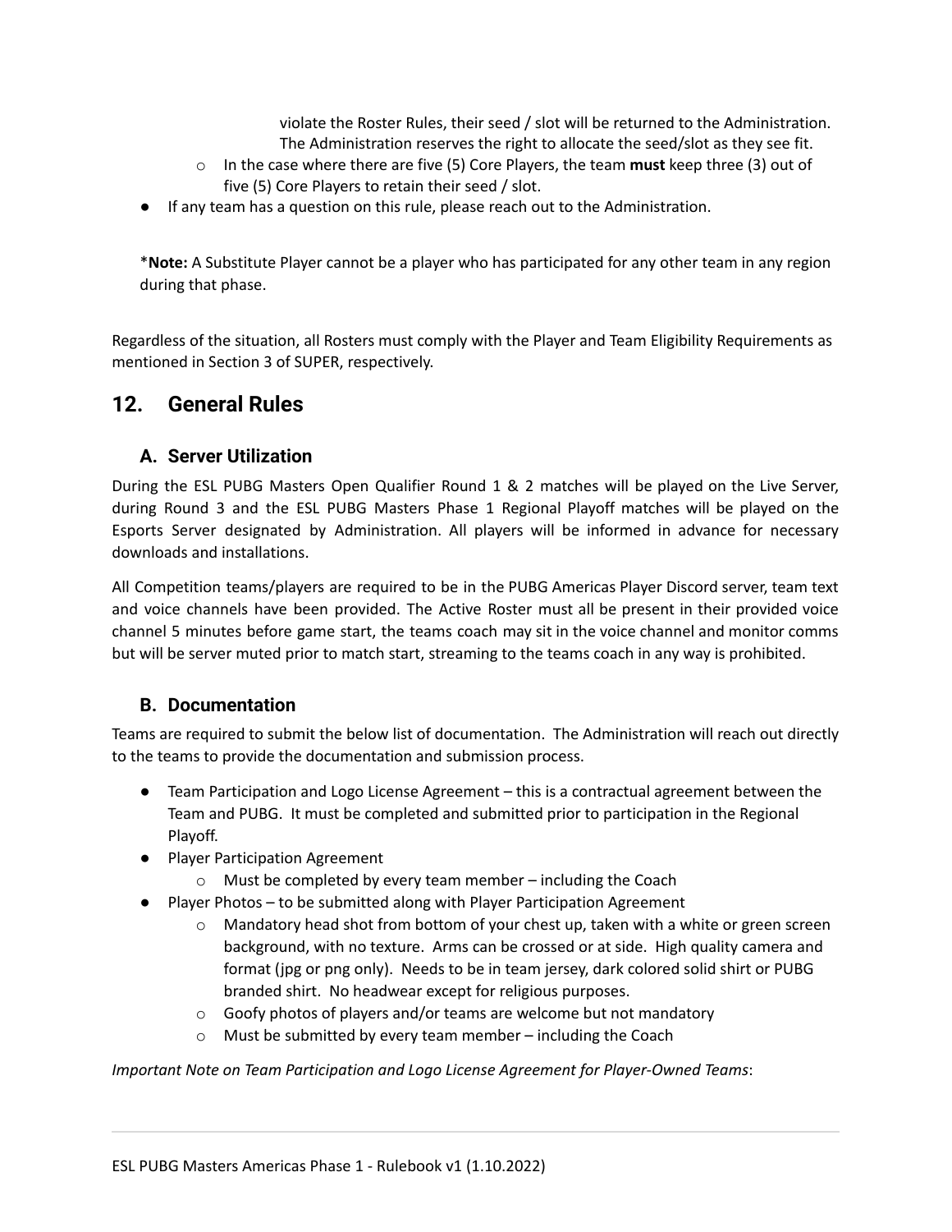violate the Roster Rules, their seed / slot will be returned to the Administration. The Administration reserves the right to allocate the seed/slot as they see fit.
  - In the case where there are five (5) Core Players, the team **must** keep three (3) out of five (5) Core Players to retain their seed / slot.
- If any team has a question on this rule, please reach out to the Administration.

*__Note:__ A Substitute Player cannot be a player who has participated for any other team in any region during that phase.

Regardless of the situation, all Rosters must comply with the Player and Team Eligibility Requirements as mentioned in Section 3 of SUPER, respectively.

## 12. General Rules

### A. Server Utilization

During the ESL PUBG Masters Open Qualifier Round 1 & 2 matches will be played on the Live Server, during Round 3 and the ESL PUBG Masters Phase 1 Regional Playoff matches will be played on the Esports Server designated by Administration. All players will be informed in advance for necessary downloads and installations.

All Competition teams/players are required to be in the PUBG Americas Player Discord server, team text and voice channels have been provided. The Active Roster must all be present in their provided voice channel 5 minutes before game start, the teams coach may sit in the voice channel and monitor comms but will be server muted prior to match start, streaming to the teams coach in any way is prohibited.

### B. Documentation

Teams are required to submit the below list of documentation. The Administration will reach out directly to the teams to provide the documentation and submission process.

- Team Participation and Logo License Agreement – this is a contractual agreement between the Team and PUBG. It must be completed and submitted prior to participation in the Regional Playoff.
- Player Participation Agreement
  - Must be completed by every team member – including the Coach
- Player Photos – to be submitted along with Player Participation Agreement
  - Mandatory head shot from bottom of your chest up, taken with a white or green screen background, with no texture. Arms can be crossed or at side. High quality camera and format (jpg or png only). Needs to be in team jersey, dark colored solid shirt or PUBG branded shirt. No headwear except for religious purposes.
  - Goofy photos of players and/or teams are welcome but not mandatory
  - Must be submitted by every team member – including the Coach

*Important Note on Team Participation and Logo License Agreement for Player-Owned Teams*: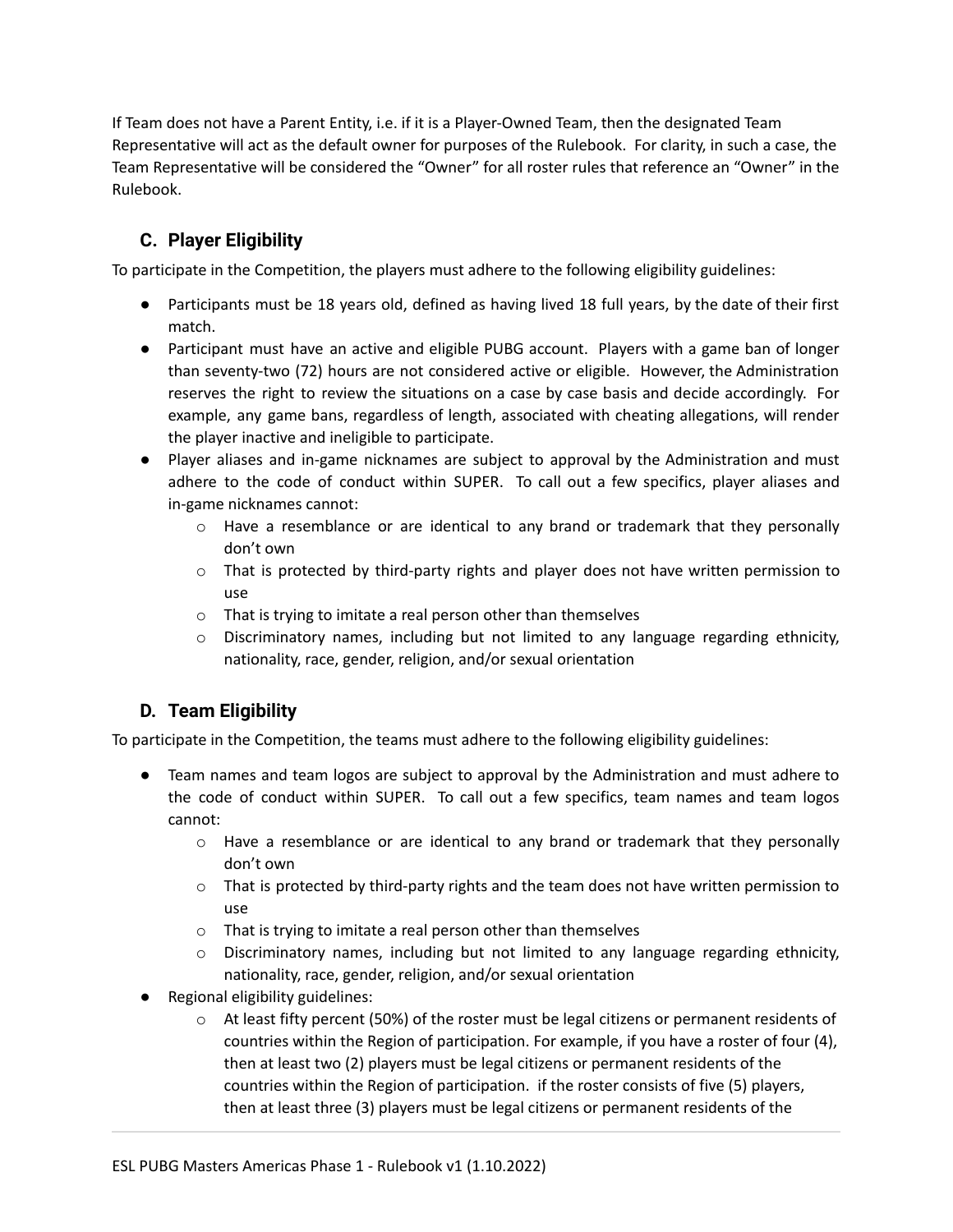If Team does not have a Parent Entity, i.e. if it is a Player-Owned Team, then the designated Team Representative will act as the default owner for purposes of the Rulebook. For clarity, in such a case, the Team Representative will be considered the "Owner" for all roster rules that reference an "Owner" in the Rulebook.

## C. Player Eligibility

To participate in the Competition, the players must adhere to the following eligibility guidelines:

- Participants must be 18 years old, defined as having lived 18 full years, by the date of their first match.
- Participant must have an active and eligible PUBG account. Players with a game ban of longer than seventy-two (72) hours are not considered active or eligible. However, the Administration reserves the right to review the situations on a case by case basis and decide accordingly. For example, any game bans, regardless of length, associated with cheating allegations, will render the player inactive and ineligible to participate.
- Player aliases and in-game nicknames are subject to approval by the Administration and must adhere to the code of conduct within SUPER. To call out a few specifics, player aliases and in-game nicknames cannot:
    - Have a resemblance or are identical to any brand or trademark that they personally don't own
    - That is protected by third-party rights and player does not have written permission to use
    - That is trying to imitate a real person other than themselves
    - Discriminatory names, including but not limited to any language regarding ethnicity, nationality, race, gender, religion, and/or sexual orientation

## D. Team Eligibility

To participate in the Competition, the teams must adhere to the following eligibility guidelines:

- Team names and team logos are subject to approval by the Administration and must adhere to the code of conduct within SUPER. To call out a few specifics, team names and team logos cannot:
    - Have a resemblance or are identical to any brand or trademark that they personally don't own
    - That is protected by third-party rights and the team does not have written permission to use
    - That is trying to imitate a real person other than themselves
    - Discriminatory names, including but not limited to any language regarding ethnicity, nationality, race, gender, religion, and/or sexual orientation
- Regional eligibility guidelines:
    - At least fifty percent (50%) of the roster must be legal citizens or permanent residents of countries within the Region of participation. For example, if you have a roster of four (4), then at least two (2) players must be legal citizens or permanent residents of the countries within the Region of participation. if the roster consists of five (5) players, then at least three (3) players must be legal citizens or permanent residents of the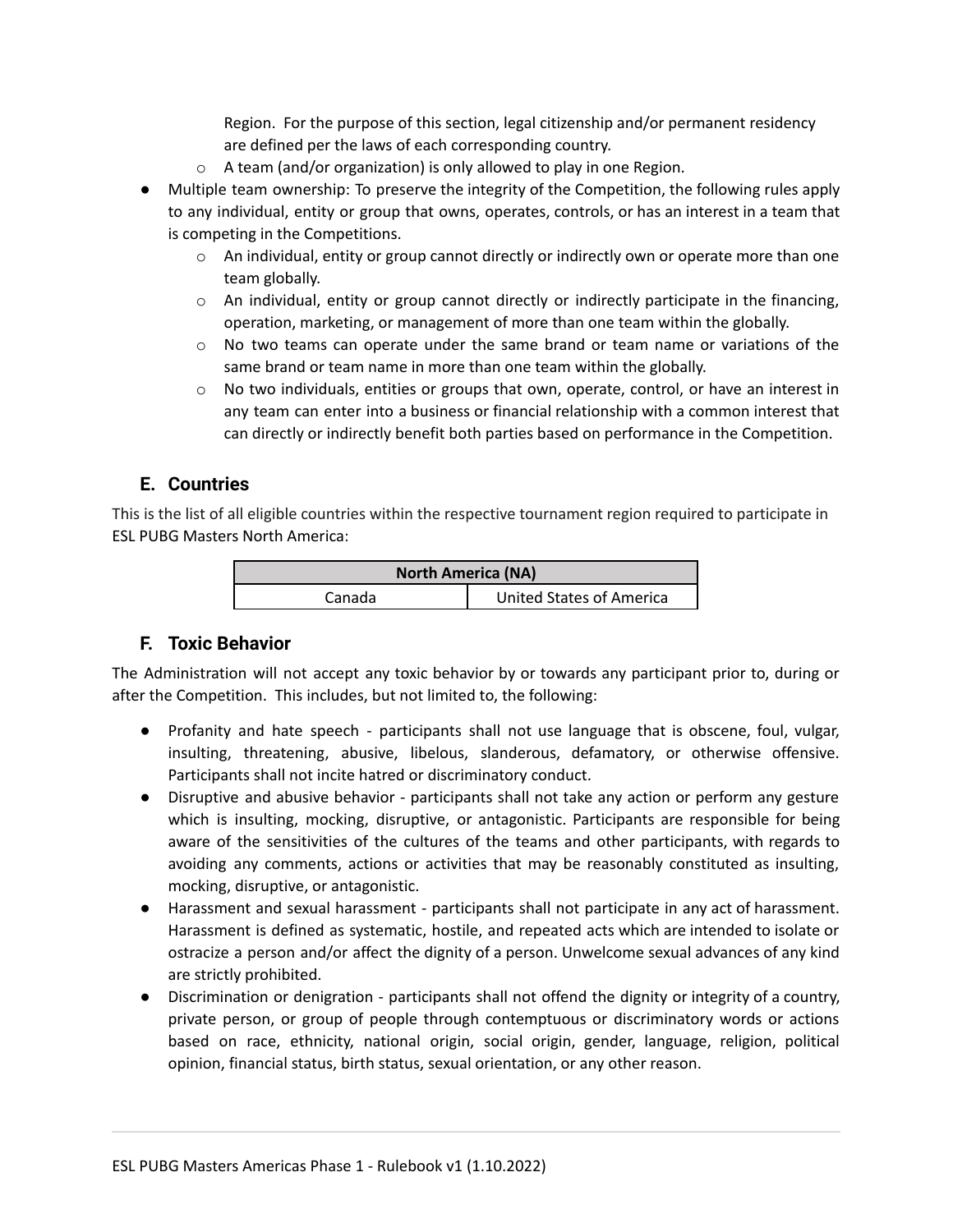Region. For the purpose of this section, legal citizenship and/or permanent residency are defined per the laws of each corresponding country.
  - A team (and/or organization) is only allowed to play in one Region.
- Multiple team ownership: To preserve the integrity of the Competition, the following rules apply to any individual, entity or group that owns, operates, controls, or has an interest in a team that is competing in the Competitions.
  - An individual, entity or group cannot directly or indirectly own or operate more than one team globally.
  - An individual, entity or group cannot directly or indirectly participate in the financing, operation, marketing, or management of more than one team within the globally.
  - No two teams can operate under the same brand or team name or variations of the same brand or team name in more than one team within the globally.
  - No two individuals, entities or groups that own, operate, control, or have an interest in any team can enter into a business or financial relationship with a common interest that can directly or indirectly benefit both parties based on performance in the Competition.

## E. Countries

This is the list of all eligible countries within the respective tournament region required to participate in ESL PUBG Masters North America:

| North America (NA) | |
|---|---|
| Canada | United States of America |

## F. Toxic Behavior

The Administration will not accept any toxic behavior by or towards any participant prior to, during or after the Competition. This includes, but not limited to, the following:

- Profanity and hate speech - participants shall not use language that is obscene, foul, vulgar, insulting, threatening, abusive, libelous, slanderous, defamatory, or otherwise offensive. Participants shall not incite hatred or discriminatory conduct.
- Disruptive and abusive behavior - participants shall not take any action or perform any gesture which is insulting, mocking, disruptive, or antagonistic. Participants are responsible for being aware of the sensitivities of the cultures of the teams and other participants, with regards to avoiding any comments, actions or activities that may be reasonably constituted as insulting, mocking, disruptive, or antagonistic.
- Harassment and sexual harassment - participants shall not participate in any act of harassment. Harassment is defined as systematic, hostile, and repeated acts which are intended to isolate or ostracize a person and/or affect the dignity of a person. Unwelcome sexual advances of any kind are strictly prohibited.
- Discrimination or denigration - participants shall not offend the dignity or integrity of a country, private person, or group of people through contemptuous or discriminatory words or actions based on race, ethnicity, national origin, social origin, gender, language, religion, political opinion, financial status, birth status, sexual orientation, or any other reason.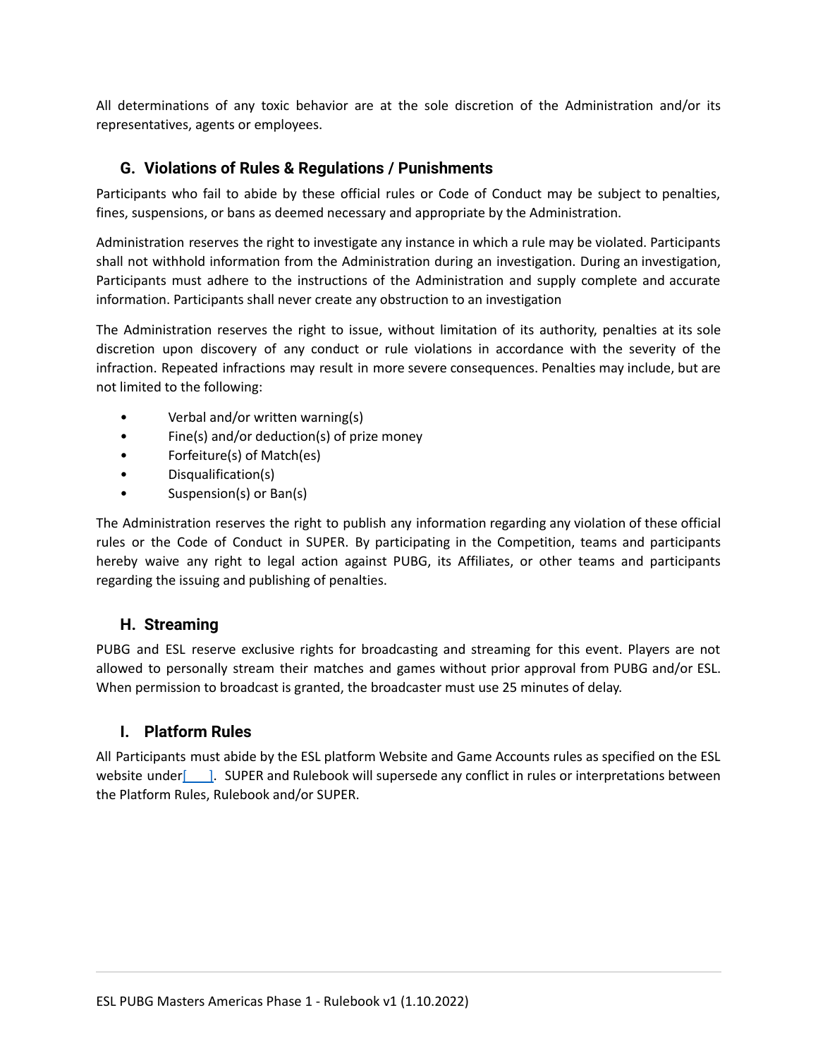All determinations of any toxic behavior are at the sole discretion of the Administration and/or its representatives, agents or employees.

## G. Violations of Rules & Regulations / Punishments

Participants who fail to abide by these official rules or Code of Conduct may be subject to penalties, fines, suspensions, or bans as deemed necessary and appropriate by the Administration.

Administration reserves the right to investigate any instance in which a rule may be violated. Participants shall not withhold information from the Administration during an investigation. During an investigation, Participants must adhere to the instructions of the Administration and supply complete and accurate information. Participants shall never create any obstruction to an investigation

The Administration reserves the right to issue, without limitation of its authority, penalties at its sole discretion upon discovery of any conduct or rule violations in accordance with the severity of the infraction. Repeated infractions may result in more severe consequences. Penalties may include, but are not limited to the following:

- Verbal and/or written warning(s)
- Fine(s) and/or deduction(s) of prize money
- Forfeiture(s) of Match(es)
- Disqualification(s)
- Suspension(s) or Ban(s)

The Administration reserves the right to publish any information regarding any violation of these official rules or the Code of Conduct in SUPER. By participating in the Competition, teams and participants hereby waive any right to legal action against PUBG, its Affiliates, or other teams and participants regarding the issuing and publishing of penalties.

## H. Streaming

PUBG and ESL reserve exclusive rights for broadcasting and streaming for this event. Players are not allowed to personally stream their matches and games without prior approval from PUBG and/or ESL. When permission to broadcast is granted, the broadcaster must use 25 minutes of delay.

## I. Platform Rules

All Participants must abide by the ESL platform Website and Game Accounts rules as specified on the ESL website under[ ]. SUPER and Rulebook will supersede any conflict in rules or interpretations between the Platform Rules, Rulebook and/or SUPER.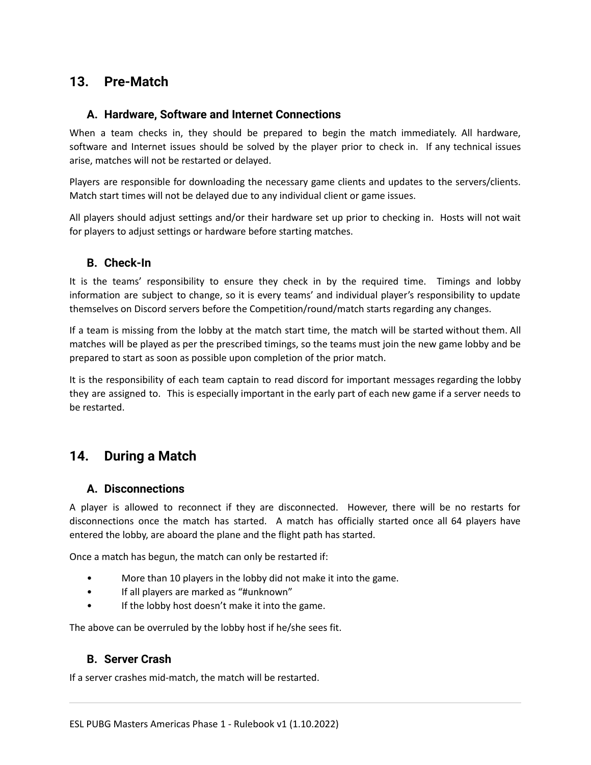## 13. Pre-Match

### A. Hardware, Software and Internet Connections

When a team checks in, they should be prepared to begin the match immediately. All hardware, software and Internet issues should be solved by the player prior to check in. If any technical issues arise, matches will not be restarted or delayed.

Players are responsible for downloading the necessary game clients and updates to the servers/clients. Match start times will not be delayed due to any individual client or game issues.

All players should adjust settings and/or their hardware set up prior to checking in. Hosts will not wait for players to adjust settings or hardware before starting matches.

### B. Check-In

It is the teams' responsibility to ensure they check in by the required time. Timings and lobby information are subject to change, so it is every teams' and individual player's responsibility to update themselves on Discord servers before the Competition/round/match starts regarding any changes.

If a team is missing from the lobby at the match start time, the match will be started without them. All matches will be played as per the prescribed timings, so the teams must join the new game lobby and be prepared to start as soon as possible upon completion of the prior match.

It is the responsibility of each team captain to read discord for important messages regarding the lobby they are assigned to. This is especially important in the early part of each new game if a server needs to be restarted.

## 14. During a Match

### A. Disconnections

A player is allowed to reconnect if they are disconnected. However, there will be no restarts for disconnections once the match has started. A match has officially started once all 64 players have entered the lobby, are aboard the plane and the flight path has started.

Once a match has begun, the match can only be restarted if:

- More than 10 players in the lobby did not make it into the game.
- If all players are marked as "#unknown"
- If the lobby host doesn't make it into the game.

The above can be overruled by the lobby host if he/she sees fit.

### B. Server Crash

If a server crashes mid-match, the match will be restarted.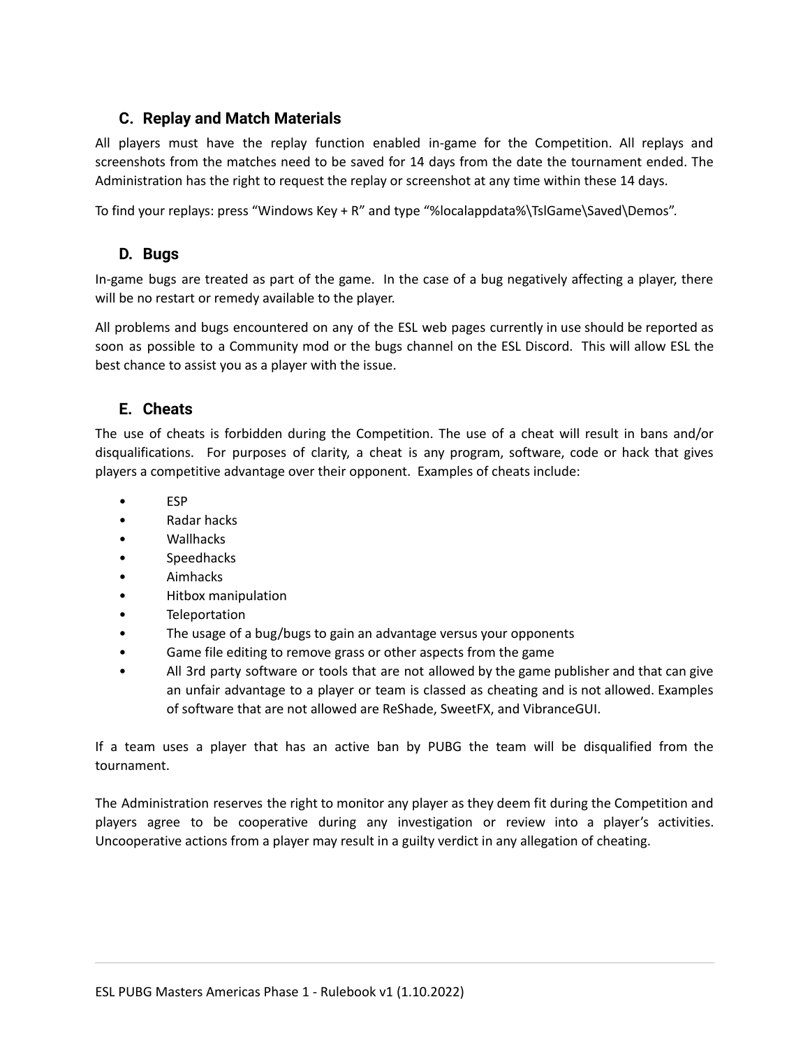### C. Replay and Match Materials

All players must have the replay function enabled in-game for the Competition. All replays and screenshots from the matches need to be saved for 14 days from the date the tournament ended. The Administration has the right to request the replay or screenshot at any time within these 14 days.

To find your replays: press "Windows Key + R" and type "%localappdata%\TslGame\Saved\Demos".

### D. Bugs

In-game bugs are treated as part of the game. In the case of a bug negatively affecting a player, there will be no restart or remedy available to the player.

All problems and bugs encountered on any of the ESL web pages currently in use should be reported as soon as possible to a Community mod or the bugs channel on the ESL Discord. This will allow ESL the best chance to assist you as a player with the issue.

### E. Cheats

The use of cheats is forbidden during the Competition. The use of a cheat will result in bans and/or disqualifications. For purposes of clarity, a cheat is any program, software, code or hack that gives players a competitive advantage over their opponent. Examples of cheats include:

- ESP
- Radar hacks
- Wallhacks
- Speedhacks
- Aimhacks
- Hitbox manipulation
- Teleportation
- The usage of a bug/bugs to gain an advantage versus your opponents
- Game file editing to remove grass or other aspects from the game
- All 3rd party software or tools that are not allowed by the game publisher and that can give an unfair advantage to a player or team is classed as cheating and is not allowed. Examples of software that are not allowed are ReShade, SweetFX, and VibranceGUI.

If a team uses a player that has an active ban by PUBG the team will be disqualified from the tournament.

The Administration reserves the right to monitor any player as they deem fit during the Competition and players agree to be cooperative during any investigation or review into a player's activities. Uncooperative actions from a player may result in a guilty verdict in any allegation of cheating.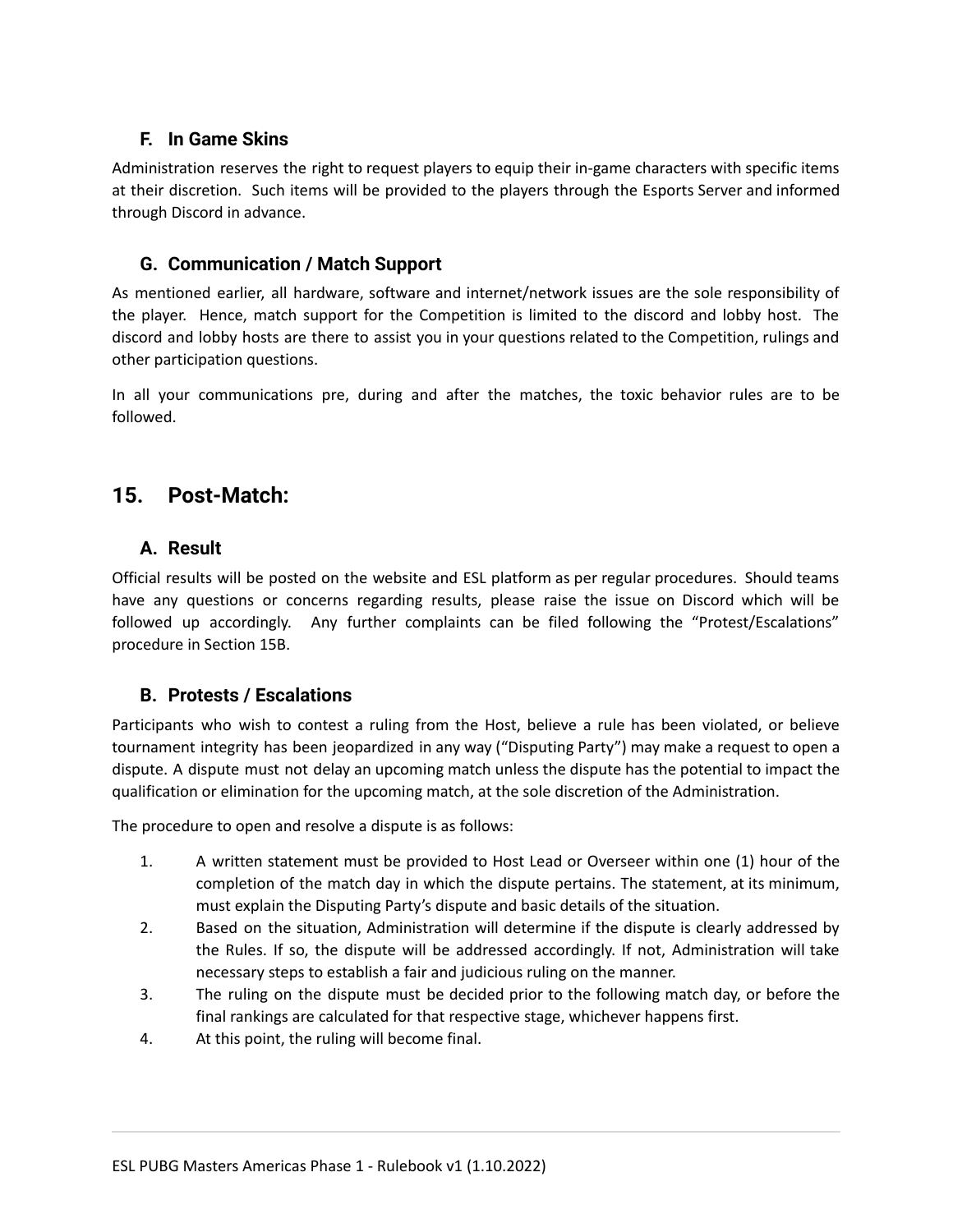### F. In Game Skins

Administration reserves the right to request players to equip their in-game characters with specific items at their discretion. Such items will be provided to the players through the Esports Server and informed through Discord in advance.

### G. Communication / Match Support

As mentioned earlier, all hardware, software and internet/network issues are the sole responsibility of the player. Hence, match support for the Competition is limited to the discord and lobby host. The discord and lobby hosts are there to assist you in your questions related to the Competition, rulings and other participation questions.

In all your communications pre, during and after the matches, the toxic behavior rules are to be followed.

## 15. Post-Match:

### A. Result

Official results will be posted on the website and ESL platform as per regular procedures. Should teams have any questions or concerns regarding results, please raise the issue on Discord which will be followed up accordingly. Any further complaints can be filed following the "Protest/Escalations" procedure in Section 15B.

### B. Protests / Escalations

Participants who wish to contest a ruling from the Host, believe a rule has been violated, or believe tournament integrity has been jeopardized in any way ("Disputing Party") may make a request to open a dispute. A dispute must not delay an upcoming match unless the dispute has the potential to impact the qualification or elimination for the upcoming match, at the sole discretion of the Administration.

The procedure to open and resolve a dispute is as follows:

1. A written statement must be provided to Host Lead or Overseer within one (1) hour of the completion of the match day in which the dispute pertains. The statement, at its minimum, must explain the Disputing Party's dispute and basic details of the situation.
2. Based on the situation, Administration will determine if the dispute is clearly addressed by the Rules. If so, the dispute will be addressed accordingly. If not, Administration will take necessary steps to establish a fair and judicious ruling on the manner.
3. The ruling on the dispute must be decided prior to the following match day, or before the final rankings are calculated for that respective stage, whichever happens first.
4. At this point, the ruling will become final.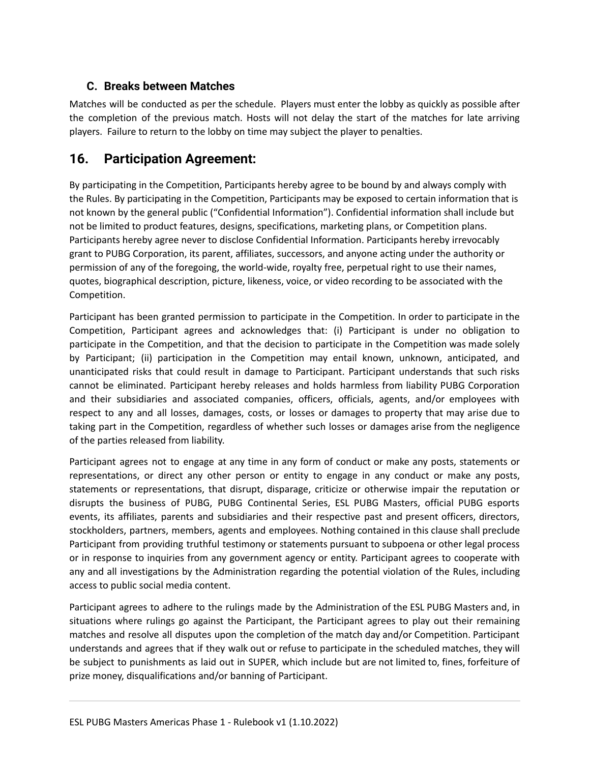### C. Breaks between Matches

Matches will be conducted as per the schedule. Players must enter the lobby as quickly as possible after the completion of the previous match. Hosts will not delay the start of the matches for late arriving players. Failure to return to the lobby on time may subject the player to penalties.

## 16. Participation Agreement:

By participating in the Competition, Participants hereby agree to be bound by and always comply with the Rules. By participating in the Competition, Participants may be exposed to certain information that is not known by the general public ("Confidential Information"). Confidential information shall include but not be limited to product features, designs, specifications, marketing plans, or Competition plans. Participants hereby agree never to disclose Confidential Information. Participants hereby irrevocably grant to PUBG Corporation, its parent, affiliates, successors, and anyone acting under the authority or permission of any of the foregoing, the world-wide, royalty free, perpetual right to use their names, quotes, biographical description, picture, likeness, voice, or video recording to be associated with the Competition.

Participant has been granted permission to participate in the Competition. In order to participate in the Competition, Participant agrees and acknowledges that: (i) Participant is under no obligation to participate in the Competition, and that the decision to participate in the Competition was made solely by Participant; (ii) participation in the Competition may entail known, unknown, anticipated, and unanticipated risks that could result in damage to Participant. Participant understands that such risks cannot be eliminated. Participant hereby releases and holds harmless from liability PUBG Corporation and their subsidiaries and associated companies, officers, officials, agents, and/or employees with respect to any and all losses, damages, costs, or losses or damages to property that may arise due to taking part in the Competition, regardless of whether such losses or damages arise from the negligence of the parties released from liability.

Participant agrees not to engage at any time in any form of conduct or make any posts, statements or representations, or direct any other person or entity to engage in any conduct or make any posts, statements or representations, that disrupt, disparage, criticize or otherwise impair the reputation or disrupts the business of PUBG, PUBG Continental Series, ESL PUBG Masters, official PUBG esports events, its affiliates, parents and subsidiaries and their respective past and present officers, directors, stockholders, partners, members, agents and employees. Nothing contained in this clause shall preclude Participant from providing truthful testimony or statements pursuant to subpoena or other legal process or in response to inquiries from any government agency or entity. Participant agrees to cooperate with any and all investigations by the Administration regarding the potential violation of the Rules, including access to public social media content.

Participant agrees to adhere to the rulings made by the Administration of the ESL PUBG Masters and, in situations where rulings go against the Participant, the Participant agrees to play out their remaining matches and resolve all disputes upon the completion of the match day and/or Competition. Participant understands and agrees that if they walk out or refuse to participate in the scheduled matches, they will be subject to punishments as laid out in SUPER, which include but are not limited to, fines, forfeiture of prize money, disqualifications and/or banning of Participant.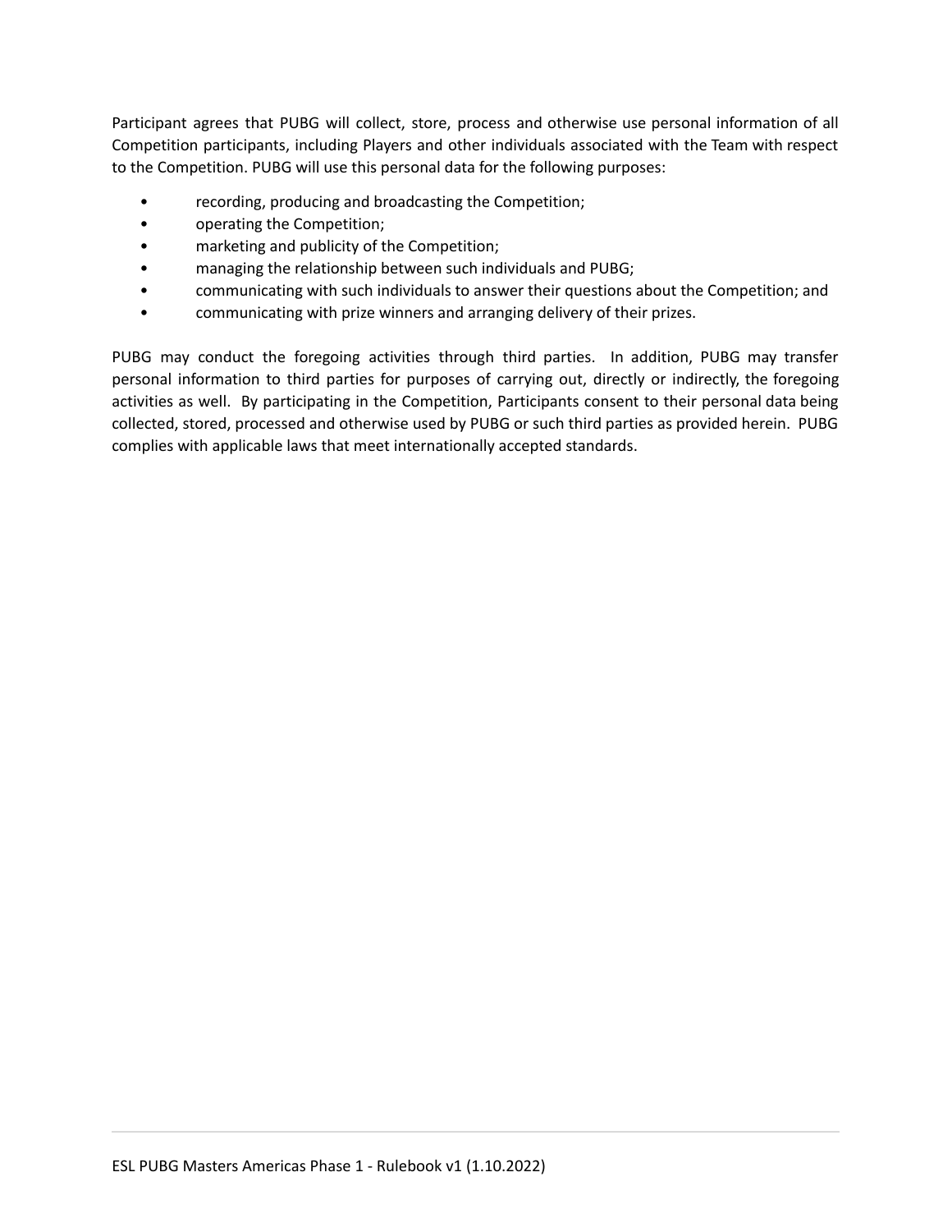Participant agrees that PUBG will collect, store, process and otherwise use personal information of all Competition participants, including Players and other individuals associated with the Team with respect to the Competition. PUBG will use this personal data for the following purposes:

- recording, producing and broadcasting the Competition;
- operating the Competition;
- marketing and publicity of the Competition;
- managing the relationship between such individuals and PUBG;
- communicating with such individuals to answer their questions about the Competition; and
- communicating with prize winners and arranging delivery of their prizes.

PUBG may conduct the foregoing activities through third parties. In addition, PUBG may transfer personal information to third parties for purposes of carrying out, directly or indirectly, the foregoing activities as well. By participating in the Competition, Participants consent to their personal data being collected, stored, processed and otherwise used by PUBG or such third parties as provided herein. PUBG complies with applicable laws that meet internationally accepted standards.